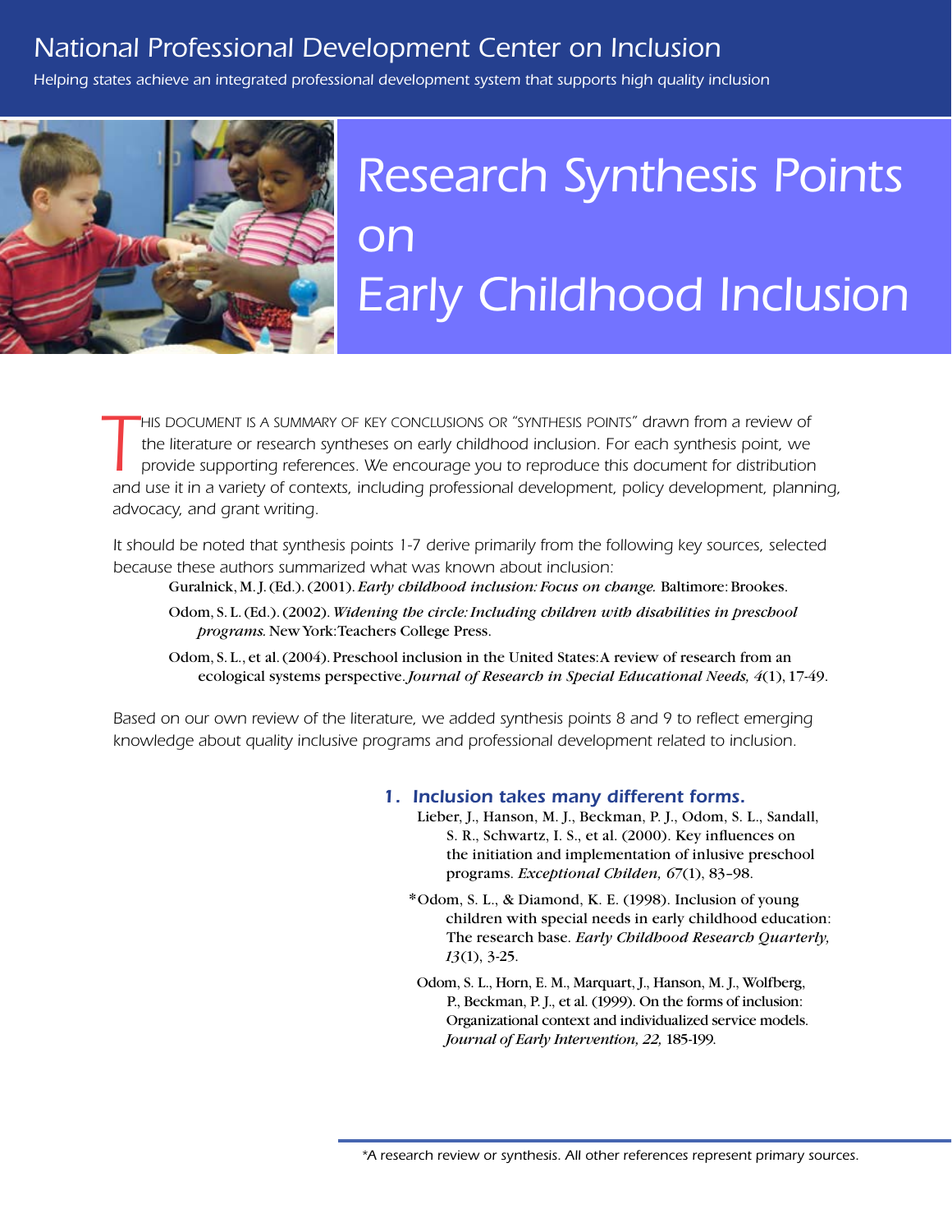National Professional Development Center on Inclusion

*Helping states achieve an integrated professional development system that supports high quality inclusion*

# Research Synthesis Points on Early Childhood Inclusion

*This document is a summary of key conclusions or "synthesis points" drawn from a review of the literature or research syntheses on early childhood inclusion. For each synthesis point, we provide supporting references. We encourage you to reproduce this document for distribution and use it in a variety of contexts, including professional development, policy development, planning, advocacy, and grant writing.*

*It should be noted that synthesis points 1-7 derive primarily from the following key sources, selected because these authors summarized what was known about inclusion:*

Guralnick, M. J. (Ed.). (2001). *Early childhood inclusion: Focus on change.* Baltimore: Brookes.

Odom, S. L. (Ed.). (2002). *Widening the circle: Including children with disabilities in preschool programs.* New York: Teachers College Press.

Odom, S. L., et al. (2004). Preschool inclusion in the United States: A review of research from an ecological systems perspective. *Journal of Research in Special Educational Needs, 4*(1), 17-49.

*Based on our own review of the literature, we added synthesis points 8 and 9 to reflect emerging knowledge about quality inclusive programs and professional development related to inclusion.*

## 1. Inclusion takes many different forms.

Lieber, J., Hanson, M. J., Beckman, P. J., Odom, S. L., Sandall, S. R., Schwartz, I. S., et al. (2000). Key influences on the initiation and implementation of inlusive preschool programs. *Exceptional Childen, 67*(1), 83–98.

*Odom, S. L., & Diamond, K. E. (1998). Inclusion of young children with special needs in early childhood education: The research base. *Early Childhood Research Quarterly, 13*(1), 3-25.

Odom, S. L., Horn, E. M., Marquart, J., Hanson, M. J., Wolfberg, P., Beckman, P. J., et al. (1999). On the forms of inclusion: Organizational context and individualized service models. *Journal of Early Intervention, 22,* 185-199.

*A research review or synthesis. All other references represent primary sources.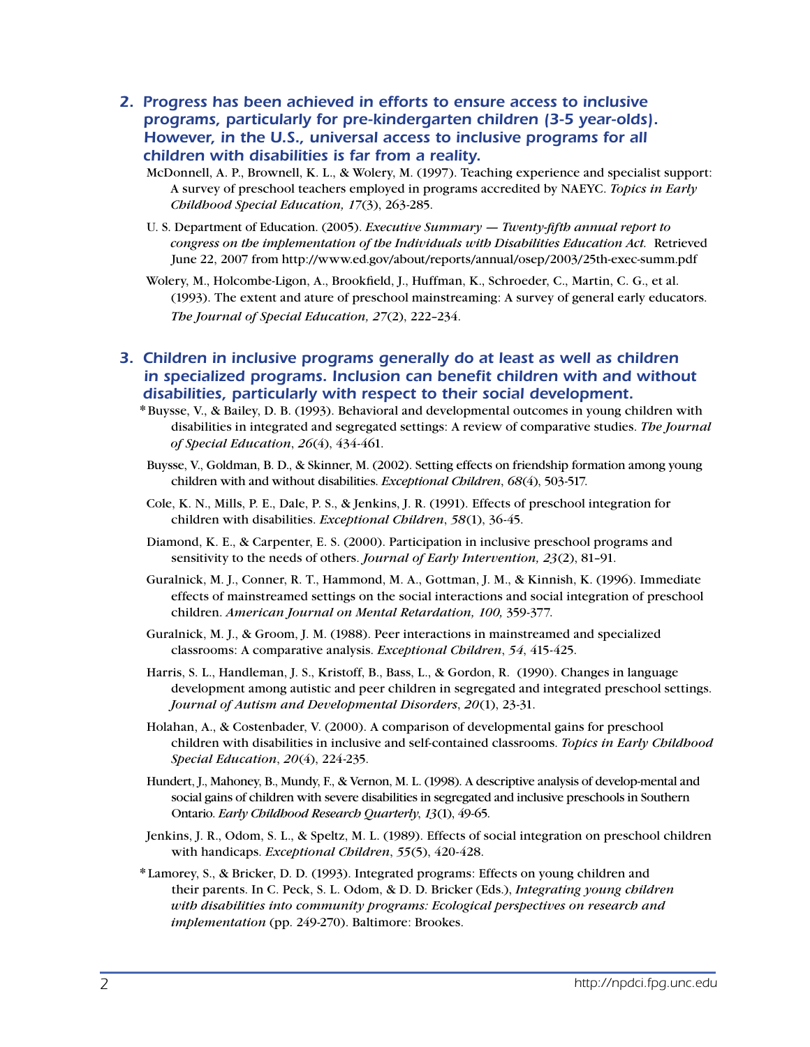## 2. Progress has been achieved in efforts to ensure access to inclusive programs, particularly for pre-kindergarten children (3-5 year-olds). However, in the U.S., universal access to inclusive programs for all children with disabilities is far from a reality.

McDonnell, A. P., Brownell, K. L., & Wolery, M. (1997). Teaching experience and specialist support: A survey of preschool teachers employed in programs accredited by NAEYC. *Topics in Early Childhood Special Education, 17*(3), 263-285.

U. S. Department of Education. (2005). *Executive Summary — Twenty-fifth annual report to congress on the implementation of the Individuals with Disabilities Education Act.* Retrieved June 22, 2007 from http://www.ed.gov/about/reports/annual/osep/2003/25th-exec-summ.pdf

Wolery, M., Holcombe-Ligon, A., Brookfield, J., Huffman, K., Schroeder, C., Martin, C. G., et al. (1993). The extent and ature of preschool mainstreaming: A survey of general early educators. *The Journal of Special Education, 27*(2), 222–234.

## 3. Children in inclusive programs generally do at least as well as children in specialized programs. Inclusion can benefit children with and without disabilities, particularly with respect to their social development.

*Buysse, V., & Bailey, D. B. (1993). Behavioral and developmental outcomes in young children with disabilities in integrated and segregated settings: A review of comparative studies. *The Journal of Special Education*, *26*(4), 434-461.

Buysse, V., Goldman, B. D., & Skinner, M. (2002). Setting effects on friendship formation among young children with and without disabilities. *Exceptional Children*, *68*(4), 503-517.

Cole, K. N., Mills, P. E., Dale, P. S., & Jenkins, J. R. (1991). Effects of preschool integration for children with disabilities. *Exceptional Children*, *58*(1), 36-45.

Diamond, K. E., & Carpenter, E. S. (2000). Participation in inclusive preschool programs and sensitivity to the needs of others. *Journal of Early Intervention, 23*(2), 81–91.

Guralnick, M. J., Conner, R. T., Hammond, M. A., Gottman, J. M., & Kinnish, K. (1996). Immediate effects of mainstreamed settings on the social interactions and social integration of preschool children. *American Journal on Mental Retardation, 100,* 359-377.

Guralnick, M. J., & Groom, J. M. (1988). Peer interactions in mainstreamed and specialized classrooms: A comparative analysis. *Exceptional Children*, *54*, 415-425.

Harris, S. L., Handleman, J. S., Kristoff, B., Bass, L., & Gordon, R. (1990). Changes in language development among autistic and peer children in segregated and integrated preschool settings. *Journal of Autism and Developmental Disorders*, *20*(1), 23-31.

Holahan, A., & Costenbader, V. (2000). A comparison of developmental gains for preschool children with disabilities in inclusive and self-contained classrooms. *Topics in Early Childhood Special Education*, *20*(4), 224-235.

Hundert, J., Mahoney, B., Mundy, F., & Vernon, M. L. (1998). A descriptive analysis of develop-mental and social gains of children with severe disabilities in segregated and inclusive preschools in Southern Ontario. *Early Childhood Research Quarterly, 13*(1), 49-65.

Jenkins, J. R., Odom, S. L., & Speltz, M. L. (1989). Effects of social integration on preschool children with handicaps. *Exceptional Children*, *55*(5), 420-428.

*Lamorey, S., & Bricker, D. D. (1993). Integrated programs: Effects on young children and their parents. In C. Peck, S. L. Odom, & D. D. Bricker (Eds.), *Integrating young children with disabilities into community programs: Ecological perspectives on research and implementation* (pp. 249-270). Baltimore: Brookes.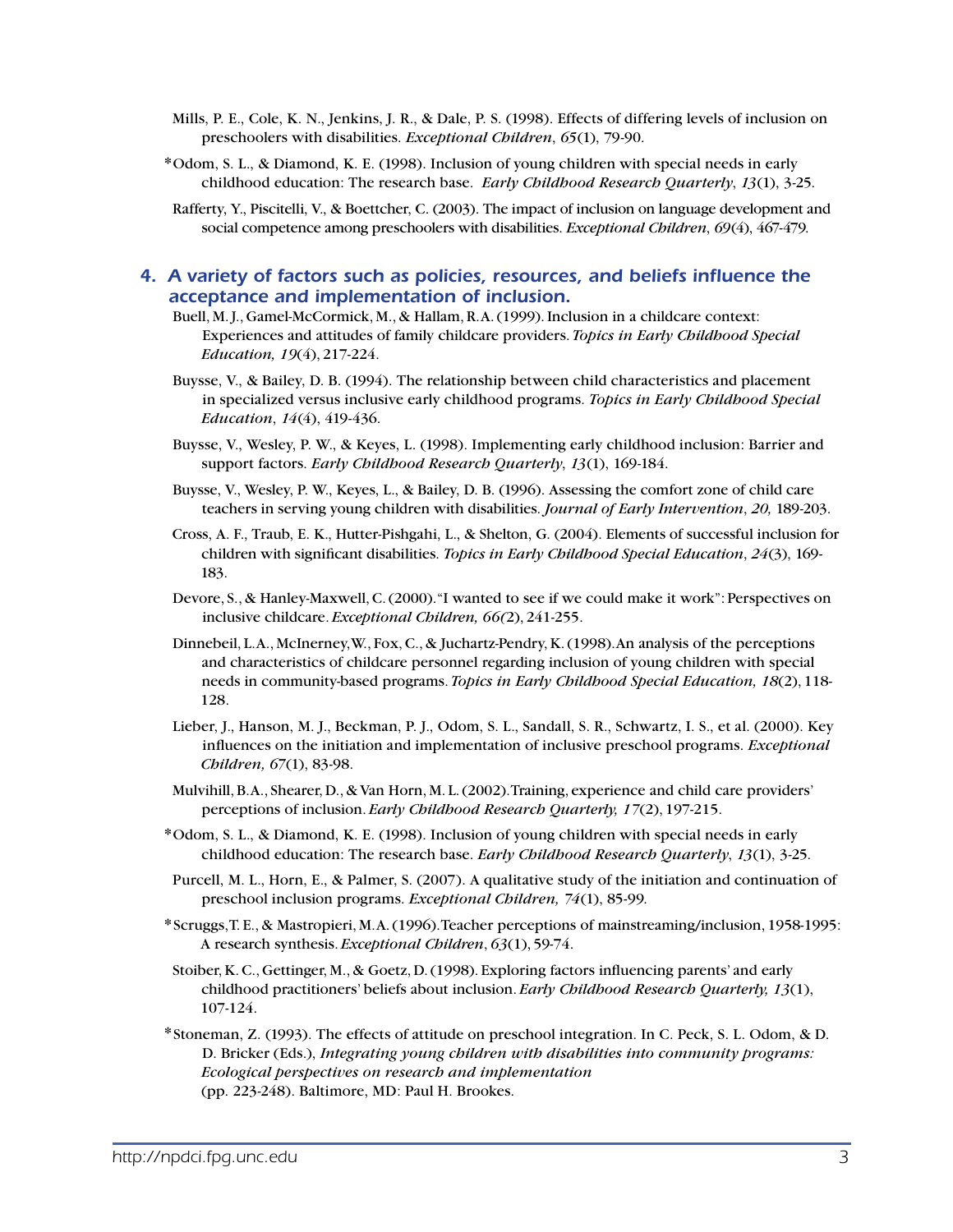Mills, P. E., Cole, K. N., Jenkins, J. R., & Dale, P. S. (1998). Effects of differing levels of inclusion on preschoolers with disabilities. *Exceptional Children*, *65*(1), 79-90.

*Odom, S. L., & Diamond, K. E. (1998). Inclusion of young children with special needs in early childhood education: The research base. *Early Childhood Research Quarterly*, *13*(1), 3-25.

Rafferty, Y., Piscitelli, V., & Boettcher, C. (2003). The impact of inclusion on language development and social competence among preschoolers with disabilities. *Exceptional Children*, *69*(4), 467-479.

## 4. A variety of factors such as policies, resources, and beliefs influence the acceptance and implementation of inclusion.

Buell, M. J., Gamel-McCormick, M., & Hallam, R. A. (1999). Inclusion in a childcare context: Experiences and attitudes of family childcare providers. *Topics in Early Childhood Special Education, 19*(4), 217-224.

Buysse, V., & Bailey, D. B. (1994). The relationship between child characteristics and placement in specialized versus inclusive early childhood programs. *Topics in Early Childhood Special Education*, *14*(4), 419-436.

Buysse, V., Wesley, P. W., & Keyes, L. (1998). Implementing early childhood inclusion: Barrier and support factors. *Early Childhood Research Quarterly*, *13*(1), 169-184.

Buysse, V., Wesley, P. W., Keyes, L., & Bailey, D. B. (1996). Assessing the comfort zone of child care teachers in serving young children with disabilities. *Journal of Early Intervention*, *20,* 189-203.

Cross, A. F., Traub, E. K., Hutter-Pishgahi, L., & Shelton, G. (2004). Elements of successful inclusion for children with significant disabilities. *Topics in Early Childhood Special Education*, *24*(3), 169-183.

Devore, S., & Hanley-Maxwell, C. (2000). "I wanted to see if we could make it work": Perspectives on inclusive childcare. *Exceptional Children, 66(*2), 241-255.

Dinnebeil, L. A., McInerney, W., Fox, C., & Juchartz-Pendry, K. (1998). An analysis of the perceptions and characteristics of childcare personnel regarding inclusion of young children with special needs in community-based programs. *Topics in Early Childhood Special Education, 18*(2), 118-128.

Lieber, J., Hanson, M. J., Beckman, P. J., Odom, S. L., Sandall, S. R., Schwartz, I. S., et al. (2000). Key influences on the initiation and implementation of inclusive preschool programs. *Exceptional Children, 67*(1), 83-98.

Mulvihill, B. A., Shearer, D., & Van Horn, M. L. (2002). Training, experience and child care providers' perceptions of inclusion. *Early Childhood Research Quarterly, 17*(2), 197-215.

*Odom, S. L., & Diamond, K. E. (1998). Inclusion of young children with special needs in early childhood education: The research base. *Early Childhood Research Quarterly*, *13*(1), 3-25.

Purcell, M. L., Horn, E., & Palmer, S. (2007). A qualitative study of the initiation and continuation of preschool inclusion programs. *Exceptional Children, 74*(1), 85-99.

*Scruggs, T. E., & Mastropieri, M. A. (1996). Teacher perceptions of mainstreaming/inclusion, 1958-1995: A research synthesis. *Exceptional Children*, *63*(1), 59-74.

Stoiber, K. C., Gettinger, M., & Goetz, D. (1998). Exploring factors influencing parents' and early childhood practitioners' beliefs about inclusion. *Early Childhood Research Quarterly, 13*(1), 107-124.

*Stoneman, Z. (1993). The effects of attitude on preschool integration. In C. Peck, S. L. Odom, & D. D. Bricker (Eds.), *Integrating young children with disabilities into community programs: Ecological perspectives on research and implementation* (pp. 223-248). Baltimore, MD: Paul H. Brookes.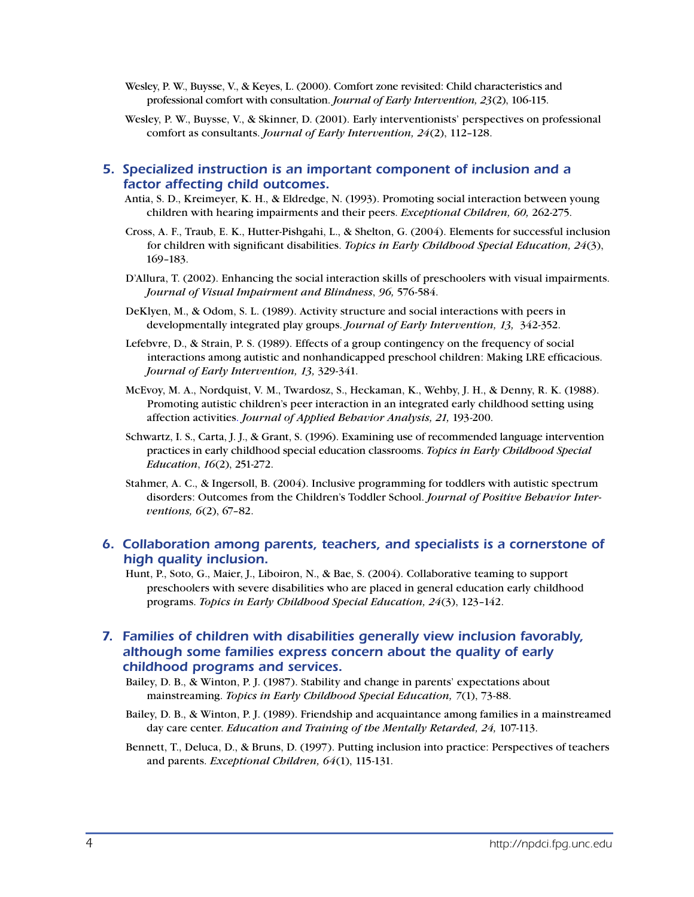Wesley, P. W., Buysse, V., & Keyes, L. (2000). Comfort zone revisited: Child characteristics and professional comfort with consultation. *Journal of Early Intervention, 23*(2), 106-115.

Wesley, P. W., Buysse, V., & Skinner, D. (2001). Early interventionists' perspectives on professional comfort as consultants. *Journal of Early Intervention, 24*(2), 112–128.

## 5. Specialized instruction is an important component of inclusion and a factor affecting child outcomes.

Antia, S. D., Kreimeyer, K. H., & Eldredge, N. (1993). Promoting social interaction between young children with hearing impairments and their peers. *Exceptional Children, 60,* 262-275.

Cross, A. F., Traub, E. K., Hutter-Pishgahi, L., & Shelton, G. (2004). Elements for successful inclusion for children with significant disabilities. *Topics in Early Childhood Special Education, 24*(3), 169–183.

D'Allura, T. (2002). Enhancing the social interaction skills of preschoolers with visual impairments. *Journal of Visual Impairment and Blindness*, *96,* 576-584.

DeKlyen, M., & Odom, S. L. (1989). Activity structure and social interactions with peers in developmentally integrated play groups. *Journal of Early Intervention, 13,* 342-352.

Lefebvre, D., & Strain, P. S. (1989). Effects of a group contingency on the frequency of social interactions among autistic and nonhandicapped preschool children: Making LRE efficacious. *Journal of Early Intervention, 13,* 329-341.

McEvoy, M. A., Nordquist, V. M., Twardosz, S., Heckaman, K., Wehby, J. H., & Denny, R. K. (1988). Promoting autistic children's peer interaction in an integrated early childhood setting using affection activities. *Journal of Applied Behavior Analysis, 21,* 193-200.

Schwartz, I. S., Carta, J. J., & Grant, S. (1996). Examining use of recommended language intervention practices in early childhood special education classrooms. *Topics in Early Childhood Special Education*, *16*(2), 251-272.

Stahmer, A. C., & Ingersoll, B. (2004). Inclusive programming for toddlers with autistic spectrum disorders: Outcomes from the Children's Toddler School. *Journal of Positive Behavior Interventions, 6*(2), 67–82.

## 6. Collaboration among parents, teachers, and specialists is a cornerstone of high quality inclusion.

Hunt, P., Soto, G., Maier, J., Liboiron, N., & Bae, S. (2004). Collaborative teaming to support preschoolers with severe disabilities who are placed in general education early childhood programs. *Topics in Early Childhood Special Education, 24*(3), 123–142.

## 7. Families of children with disabilities generally view inclusion favorably, although some families express concern about the quality of early childhood programs and services.

Bailey, D. B., & Winton, P. J. (1987). Stability and change in parents' expectations about mainstreaming. *Topics in Early Childhood Special Education, 7*(1), 73-88.

Bailey, D. B., & Winton, P. J. (1989). Friendship and acquaintance among families in a mainstreamed day care center. *Education and Training of the Mentally Retarded, 24,* 107-113.

Bennett, T., Deluca, D., & Bruns, D. (1997). Putting inclusion into practice: Perspectives of teachers and parents. *Exceptional Children, 64*(1), 115-131.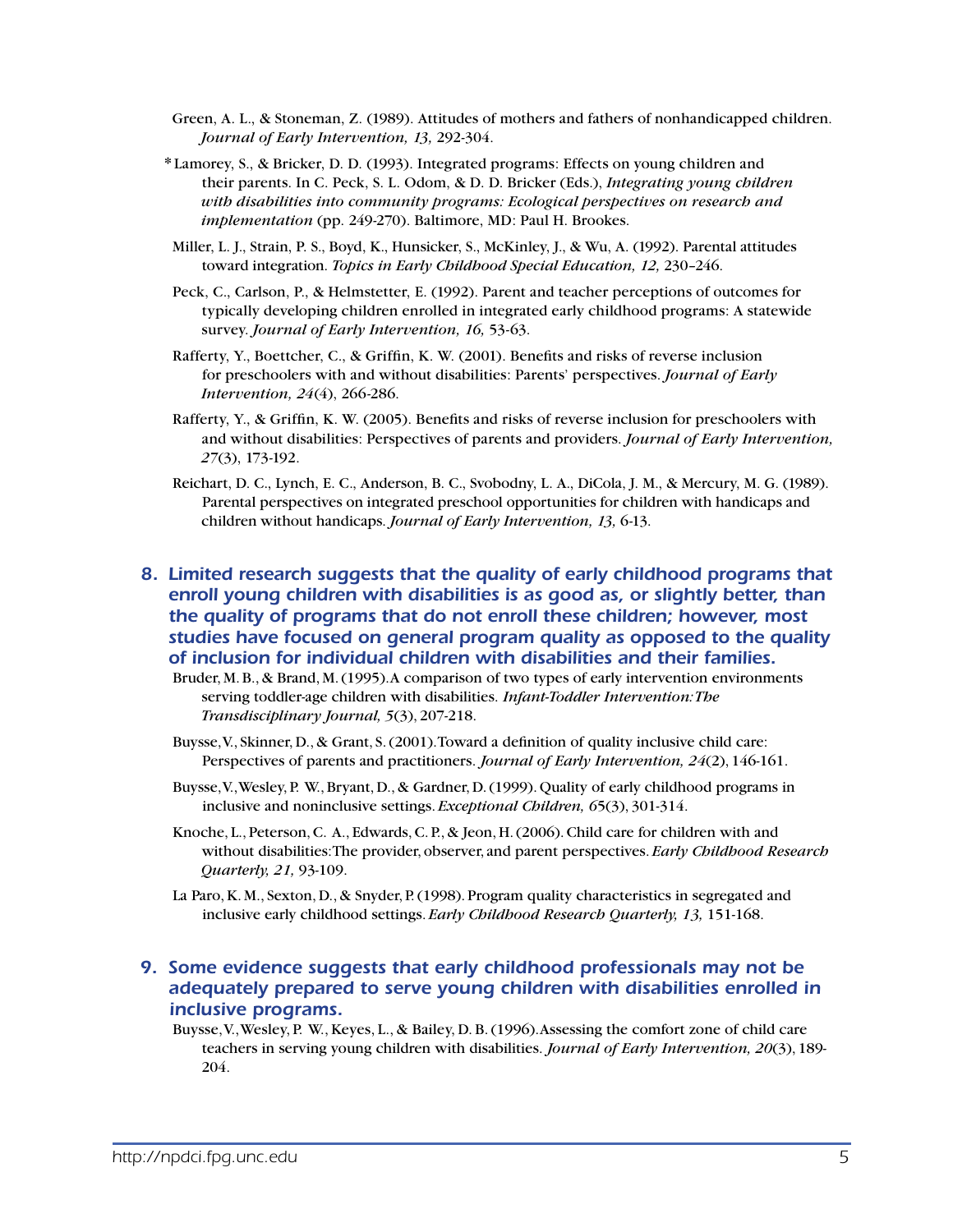Green, A. L., & Stoneman, Z. (1989). Attitudes of mothers and fathers of nonhandicapped children. *Journal of Early Intervention, 13,* 292-304.

*Lamorey, S., & Bricker, D. D. (1993). Integrated programs: Effects on young children and their parents. In C. Peck, S. L. Odom, & D. D. Bricker (Eds.), *Integrating young children with disabilities into community programs: Ecological perspectives on research and implementation* (pp. 249-270). Baltimore, MD: Paul H. Brookes.

Miller, L. J., Strain, P. S., Boyd, K., Hunsicker, S., McKinley, J., & Wu, A. (1992). Parental attitudes toward integration. *Topics in Early Childhood Special Education, 12,* 230–246.

Peck, C., Carlson, P., & Helmstetter, E. (1992). Parent and teacher perceptions of outcomes for typically developing children enrolled in integrated early childhood programs: A statewide survey. *Journal of Early Intervention, 16,* 53-63.

Rafferty, Y., Boettcher, C., & Griffin, K. W. (2001). Benefits and risks of reverse inclusion for preschoolers with and without disabilities: Parents' perspectives. *Journal of Early Intervention, 24*(4), 266-286.

Rafferty, Y., & Griffin, K. W. (2005). Benefits and risks of reverse inclusion for preschoolers with and without disabilities: Perspectives of parents and providers. *Journal of Early Intervention, 27*(3), 173-192.

Reichart, D. C., Lynch, E. C., Anderson, B. C., Svobodny, L. A., DiCola, J. M., & Mercury, M. G. (1989). Parental perspectives on integrated preschool opportunities for children with handicaps and children without handicaps. *Journal of Early Intervention, 13,* 6-13.

### 8. Limited research suggests that the quality of early childhood programs that enroll young children with disabilities is as good as, or slightly better, than the quality of programs that do not enroll these children; however, most studies have focused on general program quality as opposed to the quality of inclusion for individual children with disabilities and their families.

Bruder, M. B., & Brand, M. (1995). A comparison of two types of early intervention environments serving toddler-age children with disabilities. *Infant-Toddler Intervention: The Transdisciplinary Journal, 5*(3), 207-218.

Buysse, V., Skinner, D., & Grant, S. (2001). Toward a definition of quality inclusive child care: Perspectives of parents and practitioners. *Journal of Early Intervention, 24*(2), 146-161.

Buysse, V., Wesley, P. W., Bryant, D., & Gardner, D. (1999). Quality of early childhood programs in inclusive and noninclusive settings. *Exceptional Children, 65*(3), 301-314.

Knoche, L., Peterson, C. A., Edwards, C. P., & Jeon, H. (2006). Child care for children with and without disabilities: The provider, observer, and parent perspectives. *Early Childhood Research Quarterly, 21,* 93-109.

La Paro, K. M., Sexton, D., & Snyder, P. (1998). Program quality characteristics in segregated and inclusive early childhood settings. *Early Childhood Research Quarterly, 13,* 151-168.

### 9. Some evidence suggests that early childhood professionals may not be adequately prepared to serve young children with disabilities enrolled in inclusive programs.

Buysse, V., Wesley, P. W., Keyes, L., & Bailey, D. B. (1996). Assessing the comfort zone of child care teachers in serving young children with disabilities. *Journal of Early Intervention, 20*(3), 189-204.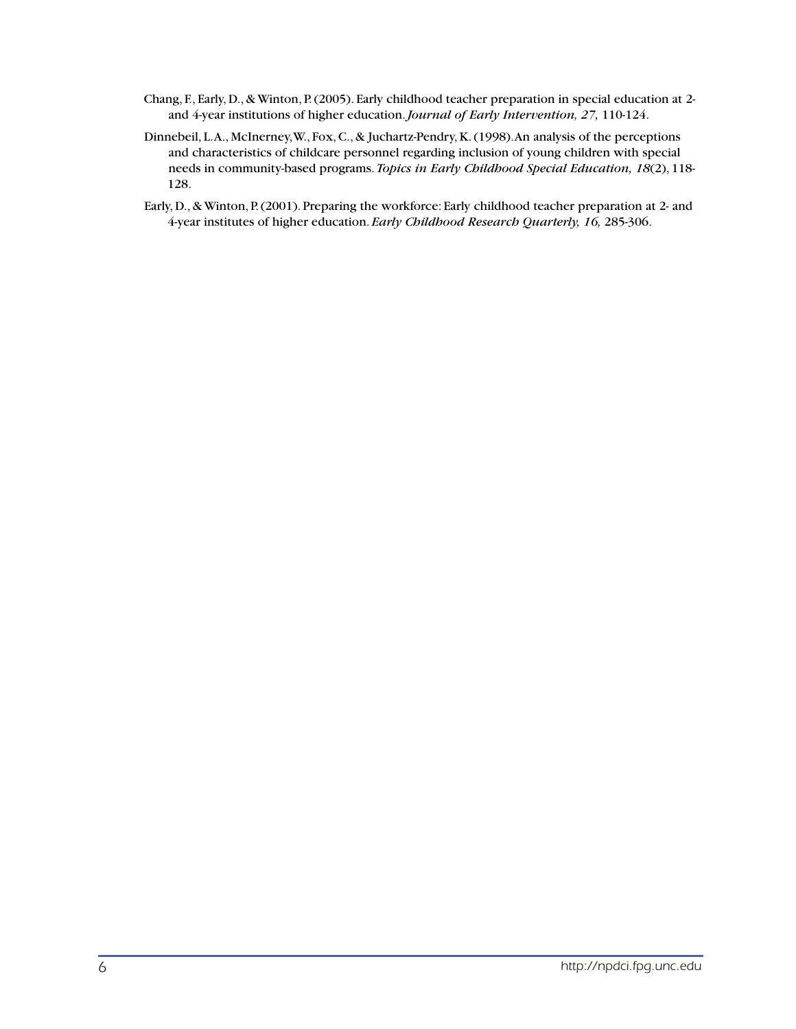Chang, F., Early, D., & Winton, P. (2005). Early childhood teacher preparation in special education at 2- and 4-year institutions of higher education. *Journal of Early Intervention, 27,* 110-124.

Dinnebeil, L.A., McInerney, W., Fox, C., & Juchartz-Pendry, K. (1998). An analysis of the perceptions and characteristics of childcare personnel regarding inclusion of young children with special needs in community-based programs. *Topics in Early Childhood Special Education, 18*(2), 118-128.

Early, D., & Winton, P. (2001). Preparing the workforce: Early childhood teacher preparation at 2- and 4-year institutes of higher education. *Early Childhood Research Quarterly, 16,* 285-306.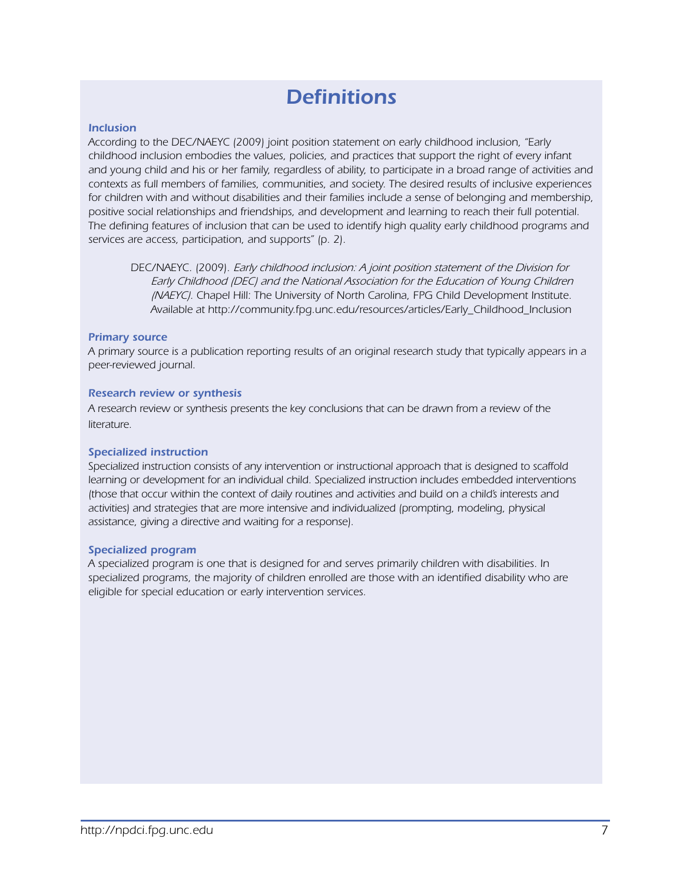# *Definitions*

### *Inclusion*

*According to the DEC/NAEYC (2009) joint position statement on early childhood inclusion, "Early childhood inclusion embodies the values, policies, and practices that support the right of every infant and young child and his or her family, regardless of ability, to participate in a broad range of activities and contexts as full members of families, communities, and society. The desired results of inclusive experiences for children with and without disabilities and their families include a sense of belonging and membership, positive social relationships and friendships, and development and learning to reach their full potential. The defining features of inclusion that can be used to identify high quality early childhood programs and services are access, participation, and supports" (p. 2).*

> DEC/NAEYC. (2009). *Early childhood inclusion: A joint position statement of the Division for Early Childhood (DEC) and the National Association for the Education of Young Children (NAEYC).* Chapel Hill: The University of North Carolina, FPG Child Development Institute. Available at http://community.fpg.unc.edu/resources/articles/Early_Childhood_Inclusion

### *Primary source*

*A primary source is a publication reporting results of an original research study that typically appears in a peer-reviewed journal.*

### *Research review or synthesis*

*A research review or synthesis presents the key conclusions that can be drawn from a review of the literature.*

### *Specialized instruction*

*Specialized instruction consists of any intervention or instructional approach that is designed to scaffold learning or development for an individual child. Specialized instruction includes embedded interventions (those that occur within the context of daily routines and activities and build on a child's interests and activities) and strategies that are more intensive and individualized (prompting, modeling, physical assistance, giving a directive and waiting for a response).*

### *Specialized program*

*A specialized program is one that is designed for and serves primarily children with disabilities. In specialized programs, the majority of children enrolled are those with an identified disability who are eligible for special education or early intervention services.*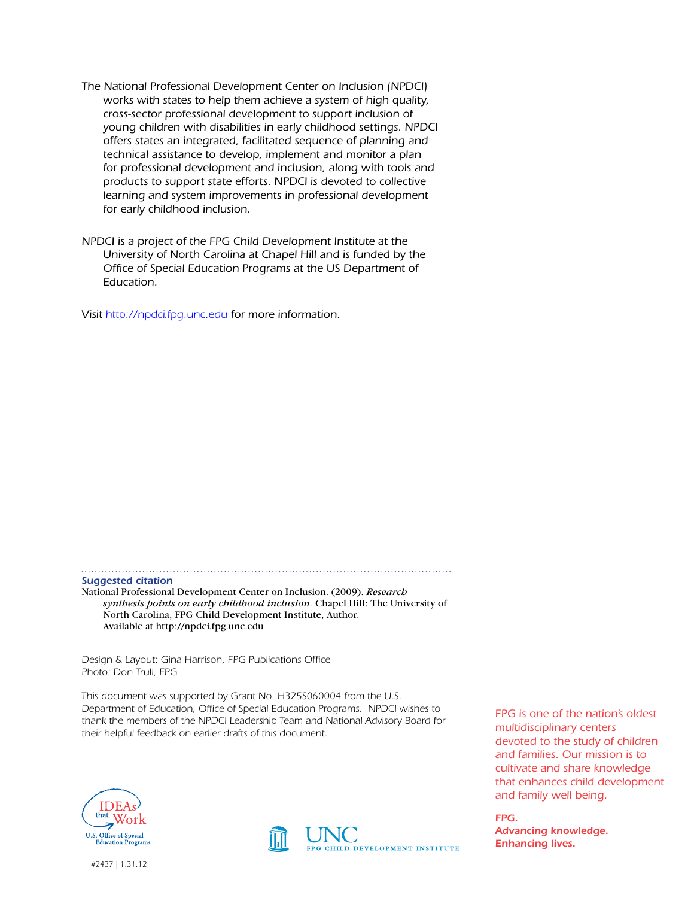The National Professional Development Center on Inclusion (NPDCI) works with states to help them achieve a system of high quality, cross-sector professional development to support inclusion of young children with disabilities in early childhood settings. NPDCI offers states an integrated, facilitated sequence of planning and technical assistance to develop, implement and monitor a plan for professional development and inclusion, along with tools and products to support state efforts. NPDCI is devoted to collective learning and system improvements in professional development for early childhood inclusion.

NPDCI is a project of the FPG Child Development Institute at the University of North Carolina at Chapel Hill and is funded by the Office of Special Education Programs at the US Department of Education.

Visit http://npdci.fpg.unc.edu for more information.

**Suggested citation**

National Professional Development Center on Inclusion. (2009). *Research synthesis points on early childhood inclusion.* Chapel Hill: The University of North Carolina, FPG Child Development Institute, Author. Available at http://npdci.fpg.unc.edu

Design & Layout: Gina Harrison, FPG Publications Office
Photo: Don Trull, FPG

This document was supported by Grant No. H325S060004 from the U.S. Department of Education, Office of Special Education Programs. NPDCI wishes to thank the members of the NPDCI Leadership Team and National Advisory Board for their helpful feedback on earlier drafts of this document.

IDEAs that Work
U.S. Office of Special Education Programs

UNC FPG CHILD DEVELOPMENT INSTITUTE

#2437 | 1.31.12

FPG is one of the nation's oldest multidisciplinary centers devoted to the study of children and families. Our mission is to cultivate and share knowledge that enhances child development and family well being.

**FPG.**
**Advancing knowledge.**
**Enhancing lives.**